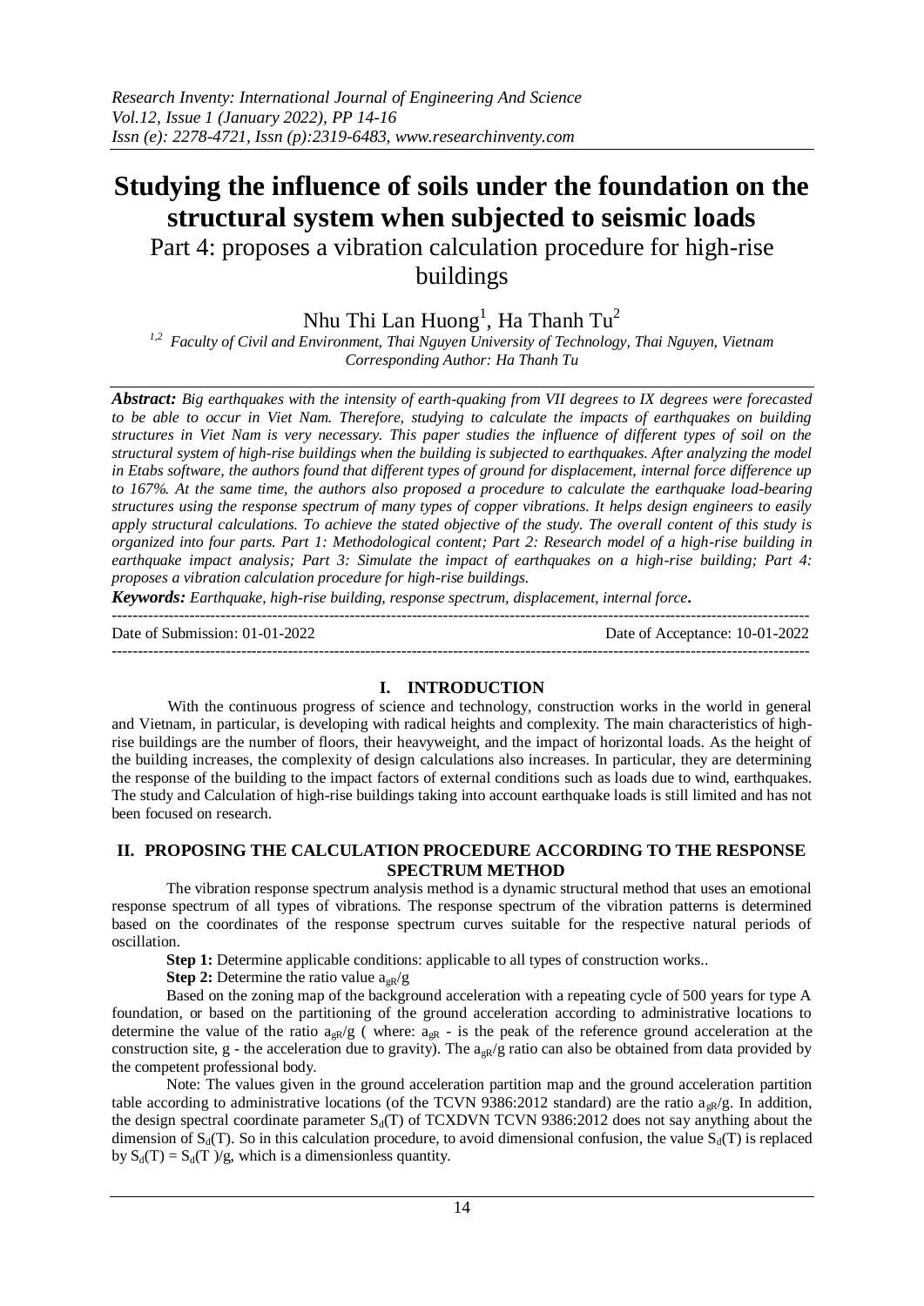# Studying the influence of soils under the foundation on the structural system when subjected to seismic loads

Part 4: proposes a vibration calculation procedure for high-rise buildings

Nhu Thi Lan Huong[1], Ha Thanh Tu[2]

[1,2] *Faculty of Civil and Environment, Thai Nguyen University of Technology, Thai Nguyen, Vietnam*
*Corresponding Author: Ha Thanh Tu*

***Abstract:*** *Big earthquakes with the intensity of earth-quaking from VII degrees to IX degrees were forecasted to be able to occur in Viet Nam. Therefore, studying to calculate the impacts of earthquakes on building structures in Viet Nam is very necessary. This paper studies the influence of different types of soil on the structural system of high-rise buildings when the building is subjected to earthquakes. After analyzing the model in Etabs software, the authors found that different types of ground for displacement, internal force difference up to 167%. At the same time, the authors also proposed a procedure to calculate the earthquake load-bearing structures using the response spectrum of many types of copper vibrations. It helps design engineers to easily apply structural calculations. To achieve the stated objective of the study. The overall content of this study is organized into four parts. Part 1: Methodological content; Part 2: Research model of a high-rise building in earthquake impact analysis; Part 3: Simulate the impact of earthquakes on a high-rise building; Part 4: proposes a vibration calculation procedure for high-rise buildings.*

***Keywords:*** *Earthquake, high-rise building, response spectrum, displacement, internal force***.**

---

Date of Submission: 01-01-2022 | Date of Acceptance: 10-01-2022

---

## I. INTRODUCTION

With the continuous progress of science and technology, construction works in the world in general and Vietnam, in particular, is developing with radical heights and complexity. The main characteristics of high-rise buildings are the number of floors, their heavyweight, and the impact of horizontal loads. As the height of the building increases, the complexity of design calculations also increases. In particular, they are determining the response of the building to the impact factors of external conditions such as loads due to wind, earthquakes. The study and Calculation of high-rise buildings taking into account earthquake loads is still limited and has not been focused on research.

## II. PROPOSING THE CALCULATION PROCEDURE ACCORDING TO THE RESPONSE SPECTRUM METHOD

The vibration response spectrum analysis method is a dynamic structural method that uses an emotional response spectrum of all types of vibrations. The response spectrum of the vibration patterns is determined based on the coordinates of the response spectrum curves suitable for the respective natural periods of oscillation.

**Step 1:** Determine applicable conditions: applicable to all types of construction works..

**Step 2:** Determine the ratio value $a_{gR}/g$

Based on the zoning map of the background acceleration with a repeating cycle of 500 years for type A foundation, or based on the partitioning of the ground acceleration according to administrative locations to determine the value of the ratio $a_{gR}/g$ ( where: $a_{gR}$ - is the peak of the reference ground acceleration at the construction site, g - the acceleration due to gravity). The $a_{gR}/g$ ratio can also be obtained from data provided by the competent professional body.

Note: The values given in the ground acceleration partition map and the ground acceleration partition table according to administrative locations (of the TCVN 9386:2012 standard) are the ratio $a_{gR}/g$. In addition, the design spectral coordinate parameter $S_d(T)$ of TCXDVN TCVN 9386:2012 does not say anything about the dimension of $S_d(T)$. So in this calculation procedure, to avoid dimensional confusion, the value $S_d(T)$ is replaced by $S_d(T) = S_d(T)/g$, which is a dimensionless quantity.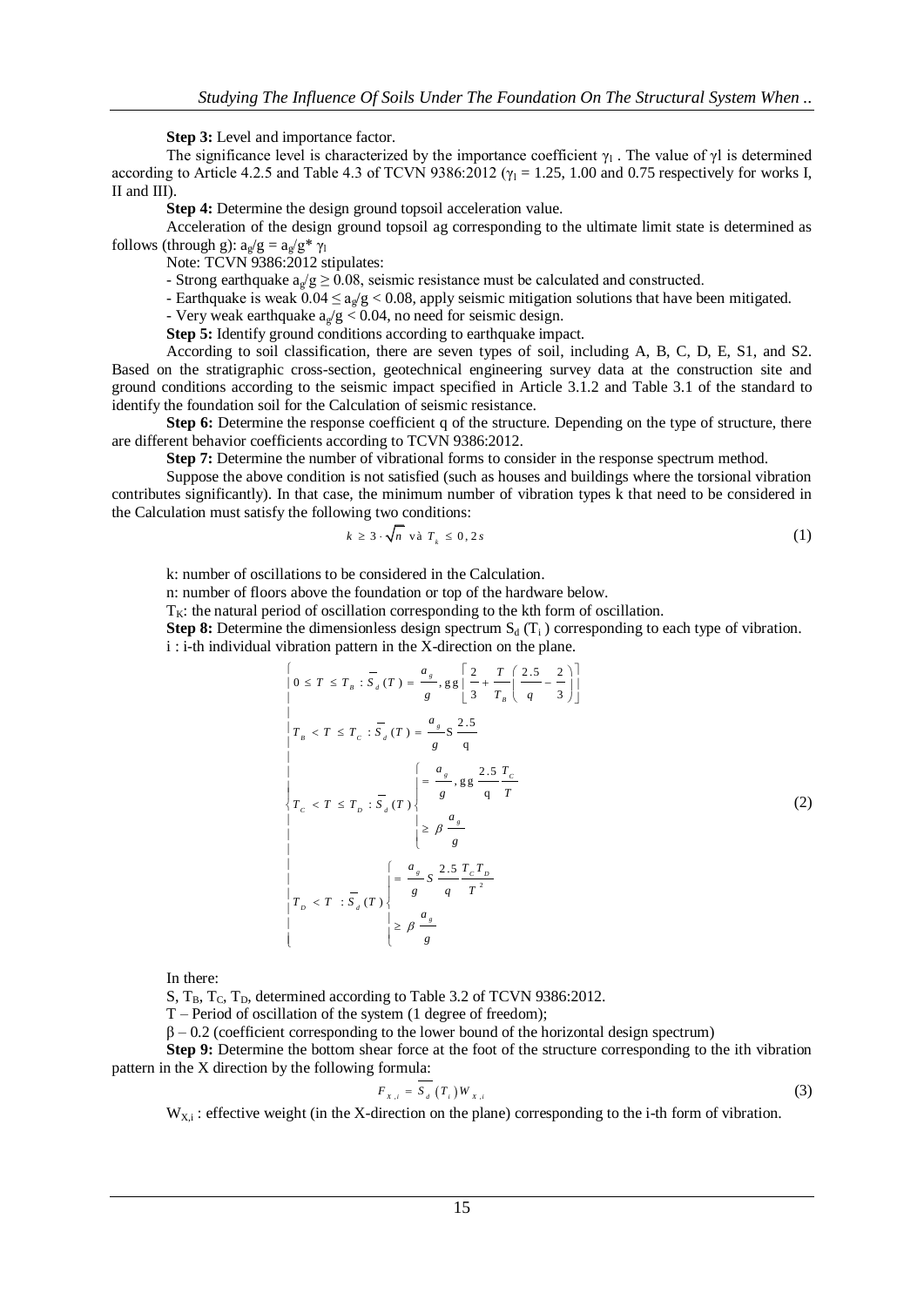**Step 3:** Level and importance factor.

The significance level is characterized by the importance coefficient $\gamma_I$ . The value of $\gamma$I is determined according to Article 4.2.5 and Table 4.3 of TCVN 9386:2012 ($\gamma_I$ = 1.25, 1.00 and 0.75 respectively for works I, II and III).

**Step 4:** Determine the design ground topsoil acceleration value.

Acceleration of the design ground topsoil ag corresponding to the ultimate limit state is determined as follows (through g): $a_g/g = a_g/g * \gamma_I$

Note: TCVN 9386:2012 stipulates:

- Strong earthquake $a_g/g \geq 0.08$, seismic resistance must be calculated and constructed.
- Earthquake is weak $0.04 \leq a_g/g < 0.08$, apply seismic mitigation solutions that have been mitigated.
- Very weak earthquake $a_g/g < 0.04$, no need for seismic design.

**Step 5:** Identify ground conditions according to earthquake impact.

According to soil classification, there are seven types of soil, including A, B, C, D, E, S1, and S2. Based on the stratigraphic cross-section, geotechnical engineering survey data at the construction site and ground conditions according to the seismic impact specified in Article 3.1.2 and Table 3.1 of the standard to identify the foundation soil for the Calculation of seismic resistance.

**Step 6:** Determine the response coefficient q of the structure. Depending on the type of structure, there are different behavior coefficients according to TCVN 9386:2012.

**Step 7:** Determine the number of vibrational forms to consider in the response spectrum method.

Suppose the above condition is not satisfied (such as houses and buildings where the torsional vibration contributes significantly). In that case, the minimum number of vibration types k that need to be considered in the Calculation must satisfy the following two conditions:

$$k \geq 3 \cdot \sqrt{n} \text{ và } T_k \leq 0,2s \tag{1}$$

k: number of oscillations to be considered in the Calculation.

n: number of floors above the foundation or top of the hardware below.

$T_K$: the natural period of oscillation corresponding to the kth form of oscillation.

**Step 8:** Determine the dimensionless design spectrum $S_d(T_i)$ corresponding to each type of vibration.

i : i-th individual vibration pattern in the X-direction on the plane.

$$\begin{cases} 0 \leq T \leq T_B : \overline{S}_d(T) = \dfrac{a_g}{g}, \text{gg}\left[\dfrac{2}{3} + \dfrac{T}{T_B}\left(\dfrac{2.5}{q} - \dfrac{2}{3}\right)\right] \\ T_B < T \leq T_C : \overline{S}_d(T) = \dfrac{a_g}{g}\text{S}\,\dfrac{2.5}{\text{q}} \\ T_C < T \leq T_D : \overline{S}_d(T)\begin{cases} = \dfrac{a_g}{g}, \text{gg}\,\dfrac{2.5}{\text{q}}\dfrac{T_C}{T} \\ \geq \beta\,\dfrac{a_g}{g} \end{cases} \\ T_D < T \;\; : \overline{S}_d(T)\begin{cases} = \dfrac{a_g}{g}S\,\dfrac{2.5}{q}\dfrac{T_C T_D}{T^2} \\ \geq \beta\,\dfrac{a_g}{g} \end{cases} \end{cases} \tag{2}$$

In there:

S, $T_B$, $T_C$, $T_D$, determined according to Table 3.2 of TCVN 9386:2012.

T – Period of oscillation of the system (1 degree of freedom);

$\beta$ – 0.2 (coefficient corresponding to the lower bound of the horizontal design spectrum)

**Step 9:** Determine the bottom shear force at the foot of the structure corresponding to the ith vibration pattern in the X direction by the following formula:

$$F_{X,i} = \overline{S_d}(T_i)W_{X,i} \tag{3}$$

$W_{X,i}$ : effective weight (in the X-direction on the plane) corresponding to the i-th form of vibration.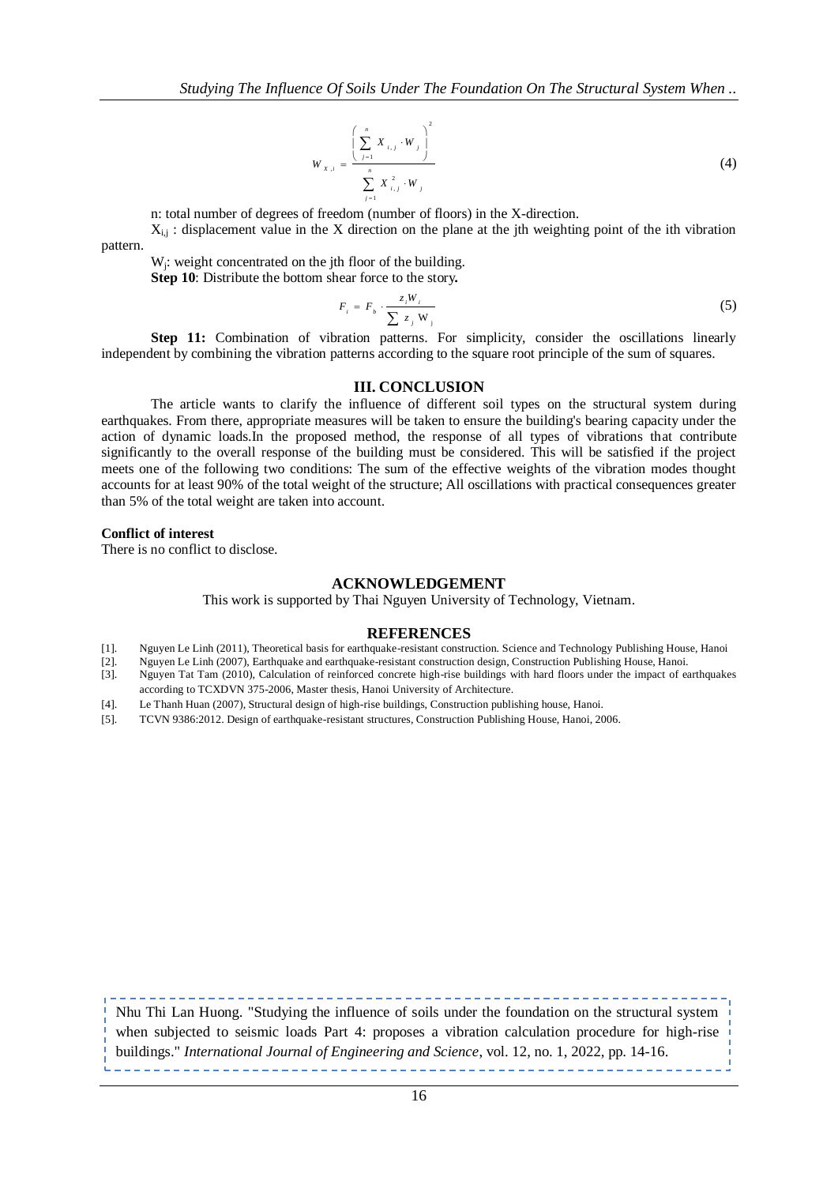$$W_{X,i} = \frac{\left(\sum_{j=1}^{n} X_{i,j} \cdot W_j\right)^2}{\sum_{j=1}^{n} X_{i,j}^2 \cdot W_j} \tag{4}$$

n: total number of degrees of freedom (number of floors) in the X-direction.

$X_{i,j}$ : displacement value in the X direction on the plane at the jth weighting point of the ith vibration pattern.

$W_j$: weight concentrated on the jth floor of the building.

**Step 10**: Distribute the bottom shear force to the story**.**

$$F_i = F_b \cdot \frac{z_i W_i}{\sum z_j W_j} \tag{5}$$

**Step 11:** Combination of vibration patterns. For simplicity, consider the oscillations linearly independent by combining the vibration patterns according to the square root principle of the sum of squares.

## III. CONCLUSION

The article wants to clarify the influence of different soil types on the structural system during earthquakes. From there, appropriate measures will be taken to ensure the building's bearing capacity under the action of dynamic loads.In the proposed method, the response of all types of vibrations that contribute significantly to the overall response of the building must be considered. This will be satisfied if the project meets one of the following two conditions: The sum of the effective weights of the vibration modes thought accounts for at least 90% of the total weight of the structure; All oscillations with practical consequences greater than 5% of the total weight are taken into account.

**Conflict of interest**

There is no conflict to disclose.

## ACKNOWLEDGEMENT

This work is supported by Thai Nguyen University of Technology, Vietnam.

## REFERENCES

[1]. Nguyen Le Linh (2011), Theoretical basis for earthquake-resistant construction. Science and Technology Publishing House, Hanoi

[2]. Nguyen Le Linh (2007), Earthquake and earthquake-resistant construction design, Construction Publishing House, Hanoi.

[3]. Nguyen Tat Tam (2010), Calculation of reinforced concrete high-rise buildings with hard floors under the impact of earthquakes according to TCXDVN 375-2006, Master thesis, Hanoi University of Architecture.

[4]. Le Thanh Huan (2007), Structural design of high-rise buildings, Construction publishing house, Hanoi.

[5]. TCVN 9386:2012. Design of earthquake-resistant structures, Construction Publishing House, Hanoi, 2006.

Nhu Thi Lan Huong. "Studying the influence of soils under the foundation on the structural system when subjected to seismic loads Part 4: proposes a vibration calculation procedure for high-rise buildings." *International Journal of Engineering and Science*, vol. 12, no. 1, 2022, pp. 14-16.